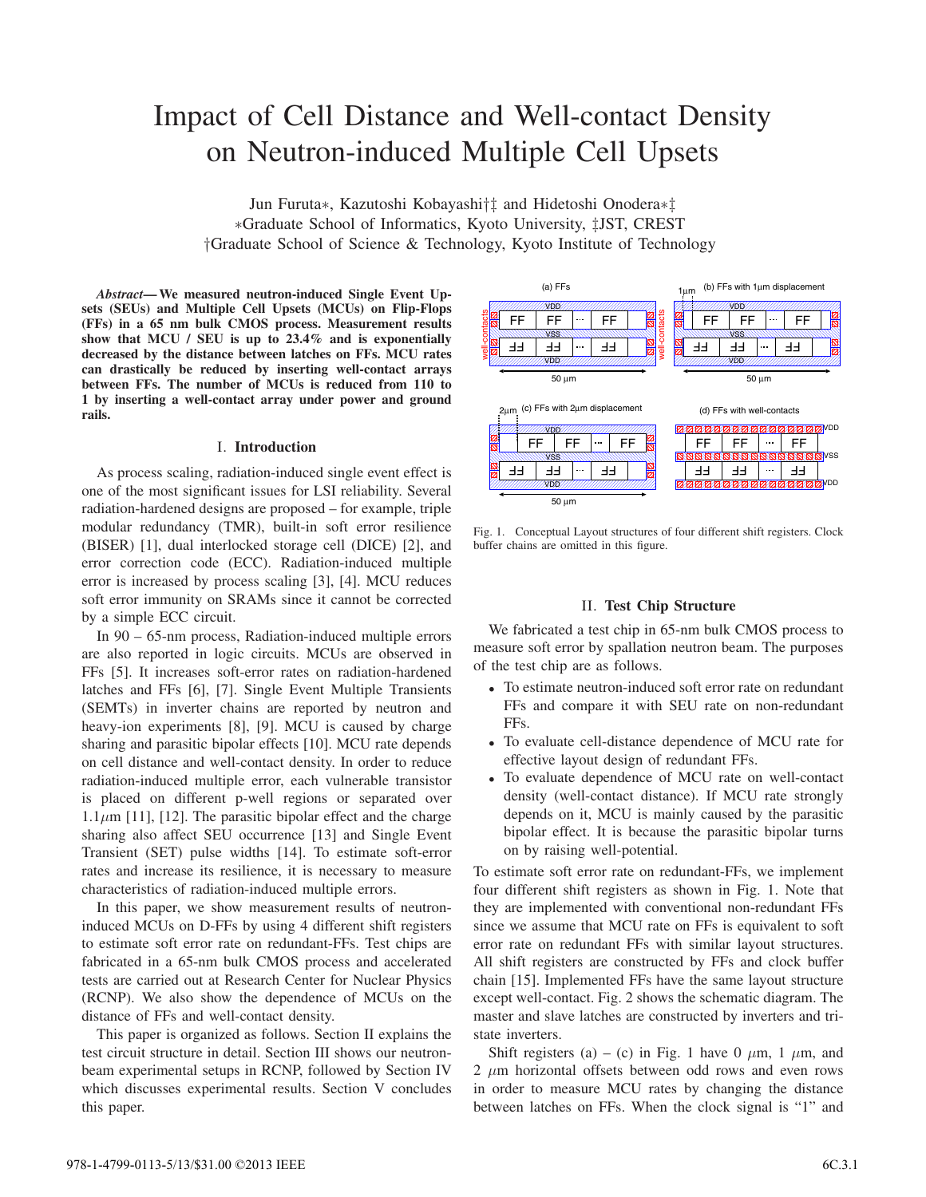# Impact of Cell Distance and Well-contact Density on Neutron-induced Multiple Cell Upsets

Jun Furuta∗, Kazutoshi Kobayashi†‡ and Hidetoshi Onodera∗‡
∗Graduate School of Informatics, Kyoto University, ‡JST, CREST
†Graduate School of Science & Technology, Kyoto Institute of Technology

***Abstract*— We measured neutron-induced Single Event Upsets (SEUs) and Multiple Cell Upsets (MCUs) on Flip-Flops (FFs) in a 65 nm bulk CMOS process. Measurement results show that MCU / SEU is up to 23.4% and is exponentially decreased by the distance between latches on FFs. MCU rates can drastically be reduced by inserting well-contact arrays between FFs. The number of MCUs is reduced from 110 to 1 by inserting a well-contact array under power and ground rails.**

## I. Introduction

As process scaling, radiation-induced single event effect is one of the most significant issues for LSI reliability. Several radiation-hardened designs are proposed – for example, triple modular redundancy (TMR), built-in soft error resilience (BISER) [1], dual interlocked storage cell (DICE) [2], and error correction code (ECC). Radiation-induced multiple error is increased by process scaling [3], [4]. MCU reduces soft error immunity on SRAMs since it cannot be corrected by a simple ECC circuit.

In 90 – 65-nm process, Radiation-induced multiple errors are also reported in logic circuits. MCUs are observed in FFs [5]. It increases soft-error rates on radiation-hardened latches and FFs [6], [7]. Single Event Multiple Transients (SEMTs) in inverter chains are reported by neutron and heavy-ion experiments [8], [9]. MCU is caused by charge sharing and parasitic bipolar effects [10]. MCU rate depends on cell distance and well-contact density. In order to reduce radiation-induced multiple error, each vulnerable transistor is placed on different p-well regions or separated over $1.1\mu$m [11], [12]. The parasitic bipolar effect and the charge sharing also affect SEU occurrence [13] and Single Event Transient (SET) pulse widths [14]. To estimate soft-error rates and increase its resilience, it is necessary to measure characteristics of radiation-induced multiple errors.

In this paper, we show measurement results of neutron-induced MCUs on D-FFs by using 4 different shift registers to estimate soft error rate on redundant-FFs. Test chips are fabricated in a 65-nm bulk CMOS process and accelerated tests are carried out at Research Center for Nuclear Physics (RCNP). We also show the dependence of MCUs on the distance of FFs and well-contact density.

This paper is organized as follows. Section II explains the test circuit structure in detail. Section III shows our neutron-beam experimental setups in RCNP, followed by Section IV which discusses experimental results. Section V concludes this paper.

Fig. 1. Conceptual Layout structures of four different shift registers. Clock buffer chains are omitted in this figure.

## II. Test Chip Structure

We fabricated a test chip in 65-nm bulk CMOS process to measure soft error by spallation neutron beam. The purposes of the test chip are as follows.

- To estimate neutron-induced soft error rate on redundant FFs and compare it with SEU rate on non-redundant FFs.
- To evaluate cell-distance dependence of MCU rate for effective layout design of redundant FFs.
- To evaluate dependence of MCU rate on well-contact density (well-contact distance). If MCU rate strongly depends on it, MCU is mainly caused by the parasitic bipolar effect. It is because the parasitic bipolar turns on by raising well-potential.

To estimate soft error rate on redundant-FFs, we implement four different shift registers as shown in Fig. 1. Note that they are implemented with conventional non-redundant FFs since we assume that MCU rate on FFs is equivalent to soft error rate on redundant FFs with similar layout structures. All shift registers are constructed by FFs and clock buffer chain [15]. Implemented FFs have the same layout structure except well-contact. Fig. 2 shows the schematic diagram. The master and slave latches are constructed by inverters and tri-state inverters.

Shift registers (a) – (c) in Fig. 1 have 0 $\mu$m, 1 $\mu$m, and 2 $\mu$m horizontal offsets between odd rows and even rows in order to measure MCU rates by changing the distance between latches on FFs. When the clock signal is “1” and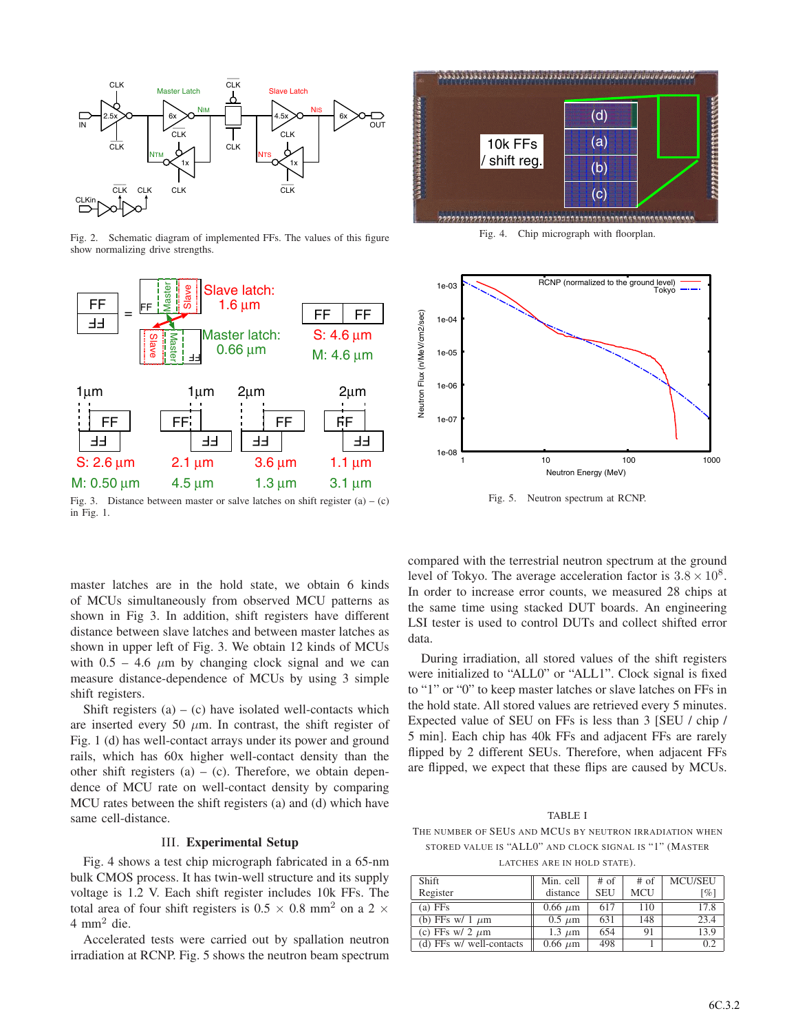Fig. 2. Schematic diagram of implemented FFs. The values of this figure show normalizing drive strengths.

Fig. 3. Distance between master or salve latches on shift register (a) – (c) in Fig. 1.

Fig. 4. Chip micrograph with floorplan.

Fig. 5. Neutron spectrum at RCNP.

master latches are in the hold state, we obtain 6 kinds of MCUs simultaneously from observed MCU patterns as shown in Fig 3. In addition, shift registers have different distance between slave latches and between master latches as shown in upper left of Fig. 3. We obtain 12 kinds of MCUs with 0.5 – 4.6 $\mu$m by changing clock signal and we can measure distance-dependence of MCUs by using 3 simple shift registers.

Shift registers (a) – (c) have isolated well-contacts which are inserted every 50 $\mu$m. In contrast, the shift register of Fig. 1 (d) has well-contact arrays under its power and ground rails, which has 60x higher well-contact density than the other shift registers (a) – (c). Therefore, we obtain dependence of MCU rate on well-contact density by comparing MCU rates between the shift registers (a) and (d) which have same cell-distance.

## III. Experimental Setup

Fig. 4 shows a test chip micrograph fabricated in a 65-nm bulk CMOS process. It has twin-well structure and its supply voltage is 1.2 V. Each shift register includes 10k FFs. The total area of four shift registers is 0.5 $\times$ 0.8 mm$^2$ on a 2 $\times$ 4 mm$^2$ die.

Accelerated tests were carried out by spallation neutron irradiation at RCNP. Fig. 5 shows the neutron beam spectrum compared with the terrestrial neutron spectrum at the ground level of Tokyo. The average acceleration factor is $3.8 \times 10^8$. In order to increase error counts, we measured 28 chips at the same time using stacked DUT boards. An engineering LSI tester is used to control DUTs and collect shifted error data.

During irradiation, all stored values of the shift registers were initialized to "ALL0" or "ALL1". Clock signal is fixed to "1" or "0" to keep master latches or slave latches on FFs in the hold state. All stored values are retrieved every 5 minutes. Expected value of SEU on FFs is less than 3 [SEU / chip / 5 min]. Each chip has 40k FFs and adjacent FFs are rarely flipped by 2 different SEUs. Therefore, when adjacent FFs are flipped, we expect that these flips are caused by MCUs.

TABLE I
The number of SEUs and MCUs by neutron irradiation when stored value is "ALL0" and clock signal is "1" (Master latches are in hold state).

| Shift Register | Min. cell distance | # of SEU | # of MCU | MCU/SEU [%] |
|---|---|---|---|---|
| (a) FFs | 0.66 $\mu$m | 617 | 110 | 17.8 |
| (b) FFs w/ 1 $\mu$m | 0.5 $\mu$m | 631 | 148 | 23.4 |
| (c) FFs w/ 2 $\mu$m | 1.3 $\mu$m | 654 | 91 | 13.9 |
| (d) FFs w/ well-contacts | 0.66 $\mu$m | 498 | 1 | 0.2 |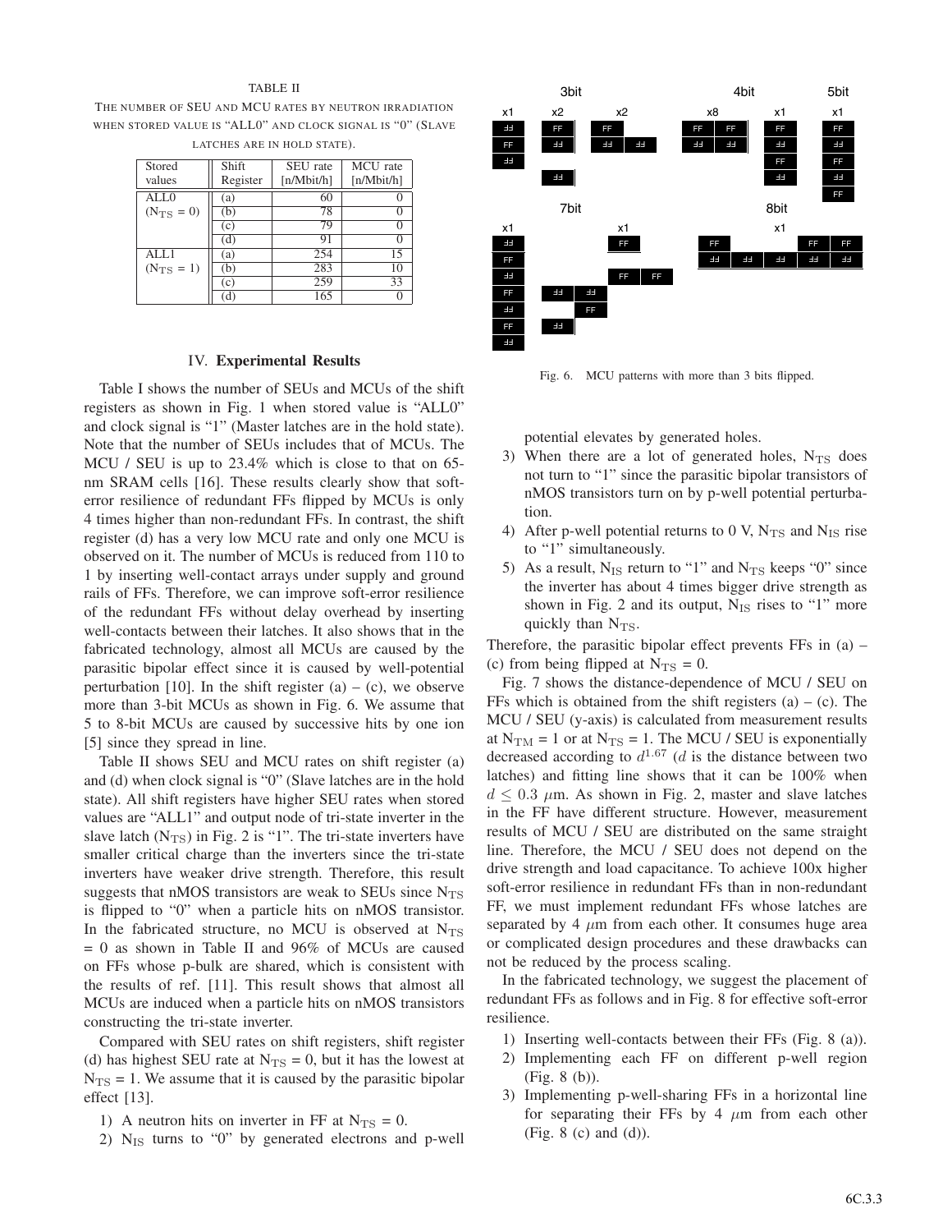TABLE II

THE NUMBER OF SEU AND MCU RATES BY NEUTRON IRRADIATION WHEN STORED VALUE IS "ALL0" AND CLOCK SIGNAL IS "0" (SLAVE LATCHES ARE IN HOLD STATE).

| Stored values | Shift Register | SEU rate [n/Mbit/h] | MCU rate [n/Mbit/h] |
|---|---|---|---|
| ALL0 ($N_{TS}$ = 0) | (a) | 60 | 0 |
| | (b) | 78 | 0 |
| | (c) | 79 | 0 |
| | (d) | 91 | 0 |
| ALL1 ($N_{TS}$ = 1) | (a) | 254 | 15 |
| | (b) | 283 | 10 |
| | (c) | 259 | 33 |
| | (d) | 165 | 0 |

## IV. Experimental Results

Table I shows the number of SEUs and MCUs of the shift registers as shown in Fig. 1 when stored value is "ALL0" and clock signal is "1" (Master latches are in the hold state). Note that the number of SEUs includes that of MCUs. The MCU / SEU is up to 23.4% which is close to that on 65-nm SRAM cells [16]. These results clearly show that soft-error resilience of redundant FFs flipped by MCUs is only 4 times higher than non-redundant FFs. In contrast, the shift register (d) has a very low MCU rate and only one MCU is observed on it. The number of MCUs is reduced from 110 to 1 by inserting well-contact arrays under supply and ground rails of FFs. Therefore, we can improve soft-error resilience of the redundant FFs without delay overhead by inserting well-contacts between their latches. It also shows that in the fabricated technology, almost all MCUs are caused by the parasitic bipolar effect since it is caused by well-potential perturbation [10]. In the shift register (a) – (c), we observe more than 3-bit MCUs as shown in Fig. 6. We assume that 5 to 8-bit MCUs are caused by successive hits by one ion [5] since they spread in line.

Table II shows SEU and MCU rates on shift register (a) and (d) when clock signal is "0" (Slave latches are in the hold state). All shift registers have higher SEU rates when stored values are "ALL1" and output node of tri-state inverter in the slave latch ($N_{TS}$) in Fig. 2 is "1". The tri-state inverters have smaller critical charge than the inverters since the tri-state inverters have weaker drive strength. Therefore, this result suggests that nMOS transistors are weak to SEUs since $N_{TS}$ is flipped to "0" when a particle hits on nMOS transistor. In the fabricated structure, no MCU is observed at $N_{TS}$ = 0 as shown in Table II and 96% of MCUs are caused on FFs whose p-bulk are shared, which is consistent with the results of ref. [11]. This result shows that almost all MCUs are induced when a particle hits on nMOS transistors constructing the tri-state inverter.

Compared with SEU rates on shift registers, shift register (d) has highest SEU rate at $N_{TS}$ = 0, but it has the lowest at $N_{TS}$ = 1. We assume that it is caused by the parasitic bipolar effect [13].

1) A neutron hits on inverter in FF at $N_{TS}$ = 0.
2) $N_{IS}$ turns to "0" by generated electrons and p-well potential elevates by generated holes.
3) When there are a lot of generated holes, $N_{TS}$ does not turn to "1" since the parasitic bipolar transistors of nMOS transistors turn on by p-well potential perturbation.
4) After p-well potential returns to 0 V, $N_{TS}$ and $N_{IS}$ rise to "1" simultaneously.
5) As a result, $N_{IS}$ return to "1" and $N_{TS}$ keeps "0" since the inverter has about 4 times bigger drive strength as shown in Fig. 2 and its output, $N_{IS}$ rises to "1" more quickly than $N_{TS}$.

Therefore, the parasitic bipolar effect prevents FFs in (a) – (c) from being flipped at $N_{TS}$ = 0.

Fig. 6. MCU patterns with more than 3 bits flipped.

Fig. 7 shows the distance-dependence of MCU / SEU on FFs which is obtained from the shift registers (a) – (c). The MCU / SEU (y-axis) is calculated from measurement results at $N_{TM}$ = 1 or at $N_{TS}$ = 1. The MCU / SEU is exponentially decreased according to $d^{1.67}$ ($d$ is the distance between two latches) and fitting line shows that it can be 100% when $d \leq 0.3$ $\mu$m. As shown in Fig. 2, master and slave latches in the FF have different structure. However, measurement results of MCU / SEU are distributed on the same straight line. Therefore, the MCU / SEU does not depend on the drive strength and load capacitance. To achieve 100x higher soft-error resilience in redundant FFs than in non-redundant FF, we must implement redundant FFs whose latches are separated by 4 $\mu$m from each other. It consumes huge area or complicated design procedures and these drawbacks can not be reduced by the process scaling.

In the fabricated technology, we suggest the placement of redundant FFs as follows and in Fig. 8 for effective soft-error resilience.

1) Inserting well-contacts between their FFs (Fig. 8 (a)).
2) Implementing each FF on different p-well region (Fig. 8 (b)).
3) Implementing p-well-sharing FFs in a horizontal line for separating their FFs by 4 $\mu$m from each other (Fig. 8 (c) and (d)).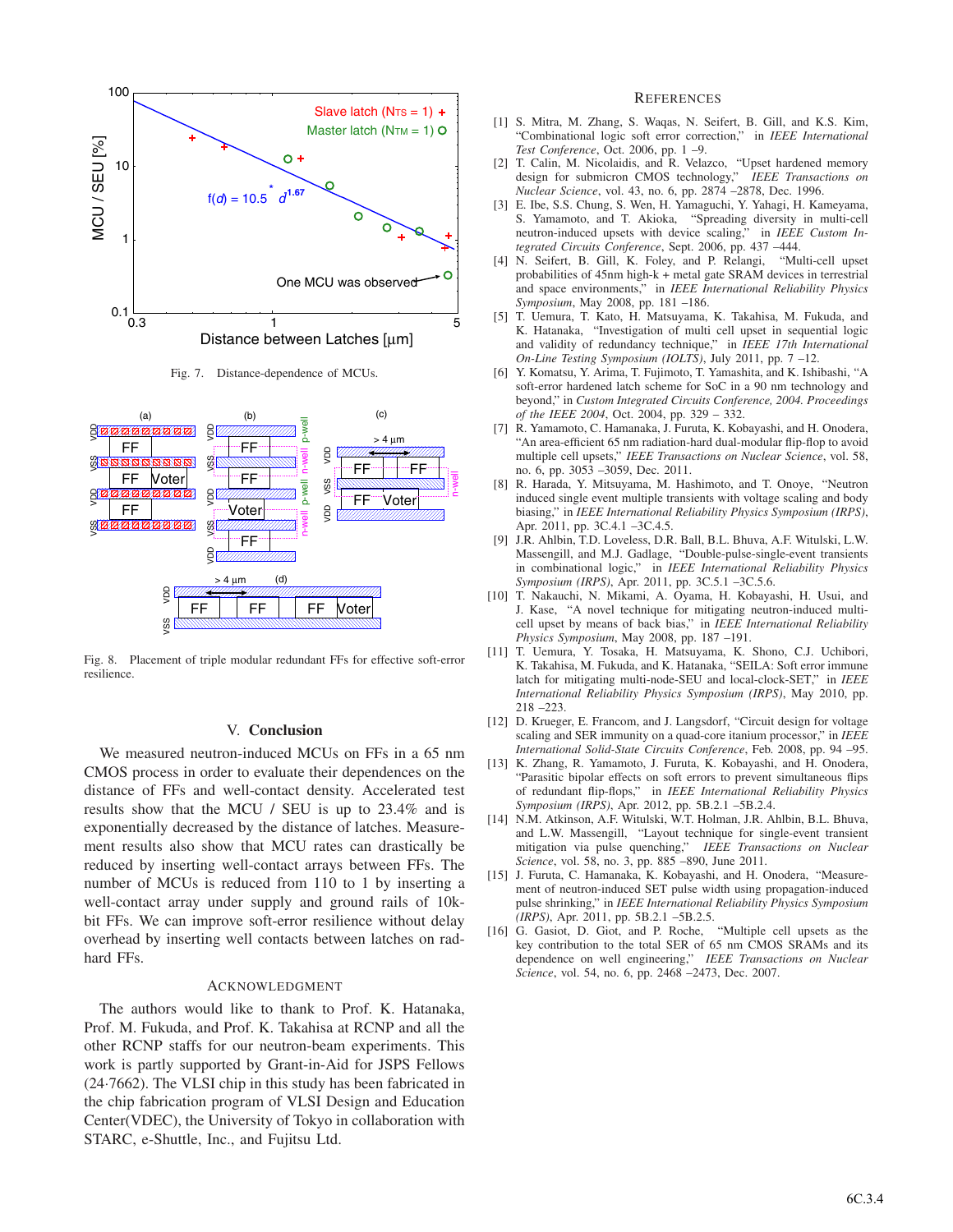100

10

1

0.1

0.3

1

5

MCU / SEU [%]

Distance between Latches [μm]

Slave latch ($N_{TS}$ = 1)

Master latch ($N_{TM}$ = 1)

$f(d) = 10.5 * d^{1.67}$

One MCU was observed

Fig. 7. Distance-dependence of MCUs.

(a) (b) (c) (d)

VDD VSS FF Voter p-well n-well > 4 μm

Fig. 8. Placement of triple modular redundant FFs for effective soft-error resilience.

## V. Conclusion

We measured neutron-induced MCUs on FFs in a 65 nm CMOS process in order to evaluate their dependences on the distance of FFs and well-contact density. Accelerated test results show that the MCU / SEU is up to 23.4% and is exponentially decreased by the distance of latches. Measurement results also show that MCU rates can drastically be reduced by inserting well-contact arrays between FFs. The number of MCUs is reduced from 110 to 1 by inserting a well-contact array under supply and ground rails of 10k-bit FFs. We can improve soft-error resilience without delay overhead by inserting well contacts between latches on rad-hard FFs.

## Acknowledgment

The authors would like to thank to Prof. K. Hatanaka, Prof. M. Fukuda, and Prof. K. Takahisa at RCNP and all the other RCNP staffs for our neutron-beam experiments. This work is partly supported by Grant-in-Aid for JSPS Fellows (24·7662). The VLSI chip in this study has been fabricated in the chip fabrication program of VLSI Design and Education Center(VDEC), the University of Tokyo in collaboration with STARC, e-Shuttle, Inc., and Fujitsu Ltd.

## References

[1] S. Mitra, M. Zhang, S. Waqas, N. Seifert, B. Gill, and K.S. Kim, "Combinational logic soft error correction," in *IEEE International Test Conference*, Oct. 2006, pp. 1 –9.

[2] T. Calin, M. Nicolaidis, and R. Velazco, "Upset hardened memory design for submicron CMOS technology," *IEEE Transactions on Nuclear Science*, vol. 43, no. 6, pp. 2874 –2878, Dec. 1996.

[3] E. Ibe, S.S. Chung, S. Wen, H. Yamaguchi, Y. Yahagi, H. Kameyama, S. Yamamoto, and T. Akioka, "Spreading diversity in multi-cell neutron-induced upsets with device scaling," in *IEEE Custom Integrated Circuits Conference*, Sept. 2006, pp. 437 –444.

[4] N. Seifert, B. Gill, K. Foley, and P. Relangi, "Multi-cell upset probabilities of 45nm high-k + metal gate SRAM devices in terrestrial and space environments," in *IEEE International Reliability Physics Symposium*, May 2008, pp. 181 –186.

[5] T. Uemura, T. Kato, H. Matsuyama, K. Takahisa, M. Fukuda, and K. Hatanaka, "Investigation of multi cell upset in sequential logic and validity of redundancy technique," in *IEEE 17th International On-Line Testing Symposium (IOLTS)*, July 2011, pp. 7 –12.

[6] Y. Komatsu, Y. Arima, T. Fujimoto, T. Yamashita, and K. Ishibashi, "A soft-error hardened latch scheme for SoC in a 90 nm technology and beyond," in *Custom Integrated Circuits Conference, 2004. Proceedings of the IEEE 2004*, Oct. 2004, pp. 329 – 332.

[7] R. Yamamoto, C. Hamanaka, J. Furuta, K. Kobayashi, and H. Onodera, "An area-efficient 65 nm radiation-hard dual-modular flip-flop to avoid multiple cell upsets," *IEEE Transactions on Nuclear Science*, vol. 58, no. 6, pp. 3053 –3059, Dec. 2011.

[8] R. Harada, Y. Mitsuyama, M. Hashimoto, and T. Onoye, "Neutron induced single event multiple transients with voltage scaling and body biasing," in *IEEE International Reliability Physics Symposium (IRPS)*, Apr. 2011, pp. 3C.4.1 –3C.4.5.

[9] J.R. Ahlbin, T.D. Loveless, D.R. Ball, B.L. Bhuva, A.F. Witulski, L.W. Massengill, and M.J. Gadlage, "Double-pulse-single-event transients in combinational logic," in *IEEE International Reliability Physics Symposium (IRPS)*, Apr. 2011, pp. 3C.5.1 –3C.5.6.

[10] T. Nakauchi, N. Mikami, A. Oyama, H. Kobayashi, H. Usui, and J. Kase, "A novel technique for mitigating neutron-induced multi-cell upset by means of back bias," in *IEEE International Reliability Physics Symposium*, May 2008, pp. 187 –191.

[11] T. Uemura, Y. Tosaka, H. Matsuyama, K. Shono, C.J. Uchibori, K. Takahisa, M. Fukuda, and K. Hatanaka, "SEILA: Soft error immune latch for mitigating multi-node-SEU and local-clock-SET," in *IEEE International Reliability Physics Symposium (IRPS)*, May 2010, pp. 218 –223.

[12] D. Krueger, E. Francom, and J. Langsdorf, "Circuit design for voltage scaling and SER immunity on a quad-core itanium processor," in *IEEE International Solid-State Circuits Conference*, Feb. 2008, pp. 94 –95.

[13] K. Zhang, R. Yamamoto, J. Furuta, K. Kobayashi, and H. Onodera, "Parasitic bipolar effects on soft errors to prevent simultaneous flips of redundant flip-flops," in *IEEE International Reliability Physics Symposium (IRPS)*, Apr. 2012, pp. 5B.2.1 –5B.2.4.

[14] N.M. Atkinson, A.F. Witulski, W.T. Holman, J.R. Ahlbin, B.L. Bhuva, and L.W. Massengill, "Layout technique for single-event transient mitigation via pulse quenching," *IEEE Transactions on Nuclear Science*, vol. 58, no. 3, pp. 885 –890, June 2011.

[15] J. Furuta, C. Hamanaka, K. Kobayashi, and H. Onodera, "Measurement of neutron-induced SET pulse width using propagation-induced pulse shrinking," in *IEEE International Reliability Physics Symposium (IRPS)*, Apr. 2011, pp. 5B.2.1 –5B.2.5.

[16] G. Gasiot, D. Giot, and P. Roche, "Multiple cell upsets as the key contribution to the total SER of 65 nm CMOS SRAMs and its dependence on well engineering," *IEEE Transactions on Nuclear Science*, vol. 54, no. 6, pp. 2468 –2473, Dec. 2007.